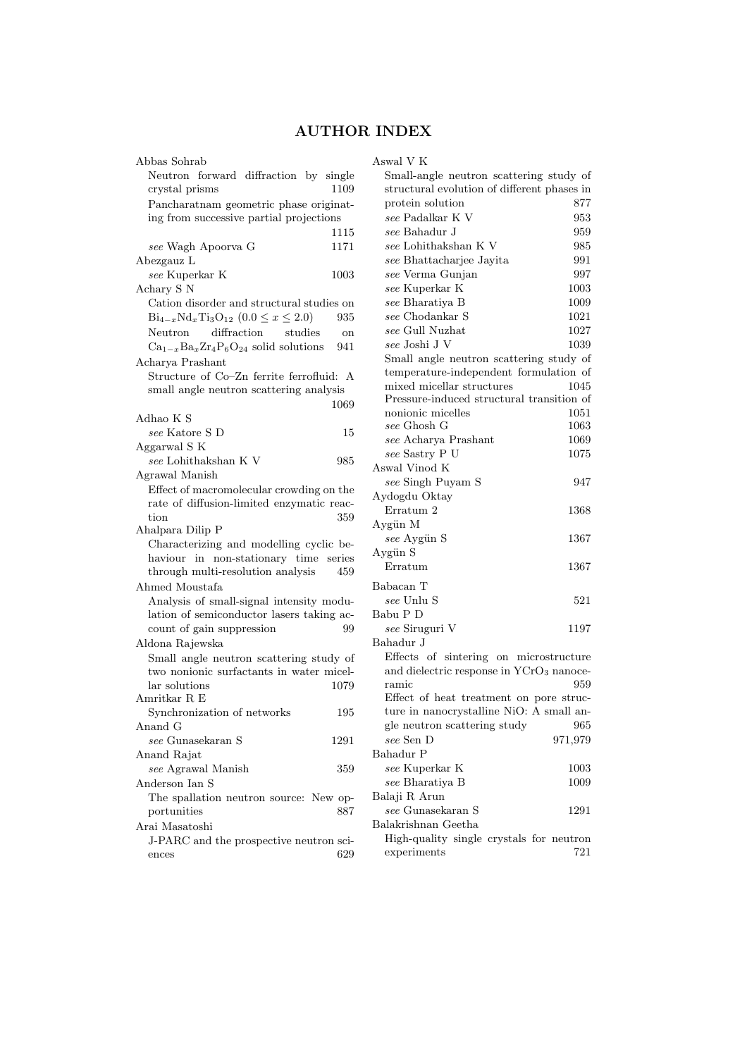# AUTHOR INDEX

Abbas Sohrab
- Neutron forward diffraction by single crystal prisms 1109
- Pancharatnam geometric phase originating from successive partial projections 1115
- *see* Wagh Apoorva G 1171

Abezgauz L
- *see* Kuperkar K 1003

Achary S N
- Cation disorder and structural studies on $Bi_{4-x}Nd_xTi_3O_{12}$ $(0.0 \leq x \leq 2.0)$ 935
- Neutron diffraction studies on $Ca_{1-x}Ba_xZr_4P_6O_{24}$ solid solutions 941

Acharya Prashant
- Structure of Co–Zn ferrite ferrofluid: A small angle neutron scattering analysis 1069

Adhao K S
- *see* Katore S D 15

Aggarwal S K
- *see* Lohithakshan K V 985

Agrawal Manish
- Effect of macromolecular crowding on the rate of diffusion-limited enzymatic reaction 359

Ahalpara Dilip P
- Characterizing and modelling cyclic behaviour in non-stationary time series through multi-resolution analysis 459

Ahmed Moustafa
- Analysis of small-signal intensity modulation of semiconductor lasers taking account of gain suppression 99

Aldona Rajewska
- Small angle neutron scattering study of two nonionic surfactants in water micellar solutions 1079

Amritkar R E
- Synchronization of networks 195

Anand G
- *see* Gunasekaran S 1291

Anand Rajat
- *see* Agrawal Manish 359

Anderson Ian S
- The spallation neutron source: New opportunities 887

Arai Masatoshi
- J-PARC and the prospective neutron sciences 629

Aswal V K
- Small-angle neutron scattering study of structural evolution of different phases in protein solution 877
- *see* Padalkar K V 953
- *see* Bahadur J 959
- *see* Lohithakshan K V 985
- *see* Bhattacharjee Jayita 991
- *see* Verma Gunjan 997
- *see* Kuperkar K 1003
- *see* Bharatiya B 1009
- *see* Chodankar S 1021
- *see* Gull Nuzhat 1027
- *see* Joshi J V 1039
- Small angle neutron scattering study of temperature-independent formulation of mixed micellar structures 1045
- Pressure-induced structural transition of nonionic micelles 1051
- *see* Ghosh G 1063
- *see* Acharya Prashant 1069
- *see* Sastry P U 1075

Aswal Vinod K
- *see* Singh Puyam S 947

Aydogdu Oktay
- Erratum 2 1368

Aygün M
- *see* Aygün S 1367

Aygün S
- Erratum 1367

Babacan T
- *see* Unlu S 521

Babu P D
- *see* Siruguri V 1197

Bahadur J
- Effects of sintering on microstructure and dielectric response in $YCrO_3$ nanoceramic 959
- Effect of heat treatment on pore structure in nanocrystalline NiO: A small angle neutron scattering study 965
- *see* Sen D 971,979

Bahadur P
- *see* Kuperkar K 1003
- *see* Bharatiya B 1009

Balaji R Arun
- *see* Gunasekaran S 1291

Balakrishnan Geetha
- High-quality single crystals for neutron experiments 721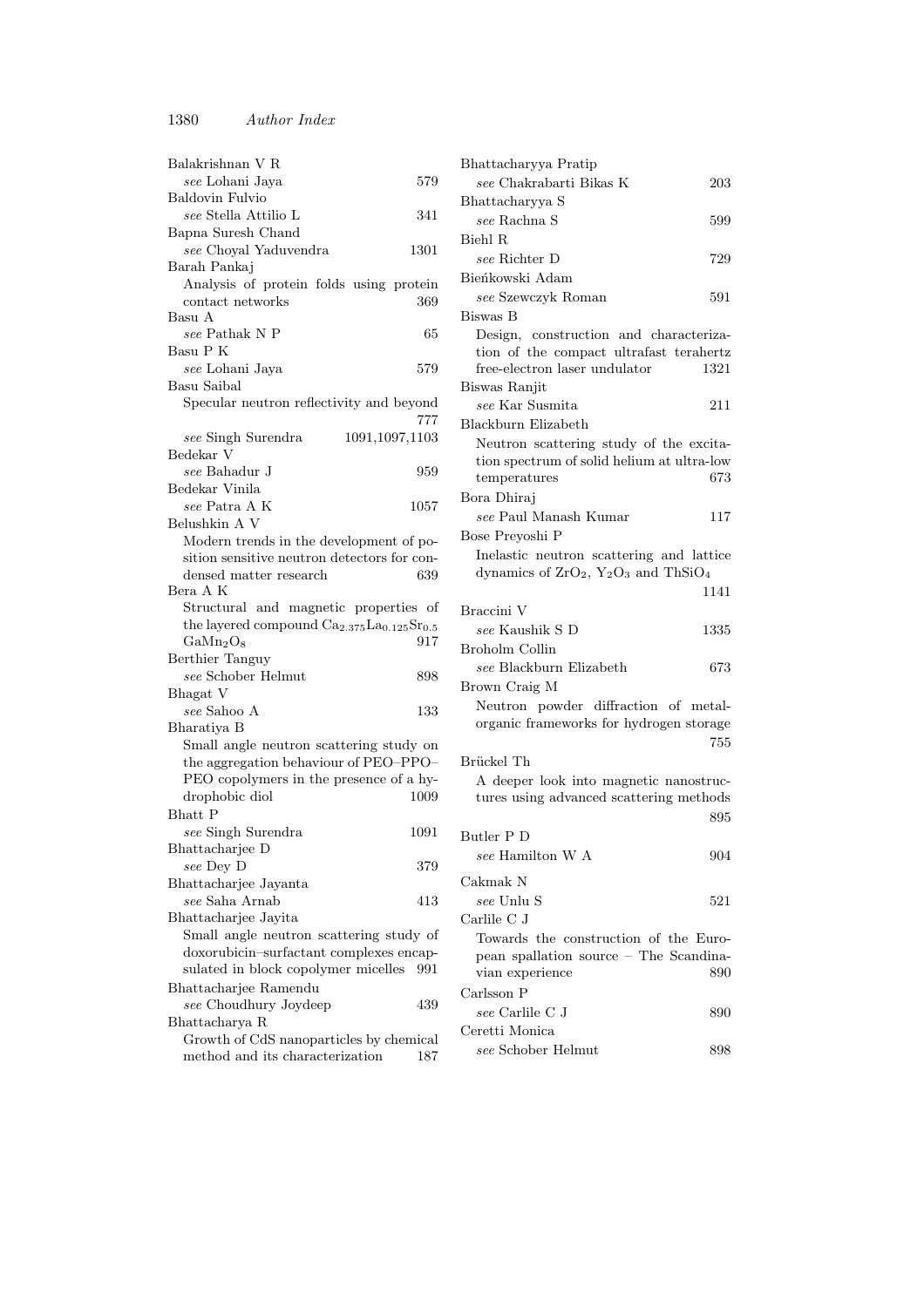Balakrishnan V R
*see* Lohani Jaya 579

Baldovin Fulvio
*see* Stella Attilio L 341

Bapna Suresh Chand
*see* Choyal Yaduvendra 1301

Barah Pankaj
Analysis of protein folds using protein contact networks 369

Basu A
*see* Pathak N P 65

Basu P K
*see* Lohani Jaya 579

Basu Saibal
Specular neutron reflectivity and beyond 777
*see* Singh Surendra 1091,1097,1103

Bedekar V
*see* Bahadur J 959

Bedekar Vinila
*see* Patra A K 1057

Belushkin A V
Modern trends in the development of position sensitive neutron detectors for condensed matter research 639

Bera A K
Structural and magnetic properties of the layered compound $Ca_{2.375}La_{0.125}Sr_{0.5}GaMn_2O_8$ 917

Berthier Tanguy
*see* Schober Helmut 898

Bhagat V
*see* Sahoo A 133

Bharatiya B
Small angle neutron scattering study on the aggregation behaviour of PEO–PPO–PEO copolymers in the presence of a hydrophobic diol 1009

Bhatt P
*see* Singh Surendra 1091

Bhattacharjee D
*see* Dey D 379

Bhattacharjee Jayanta
*see* Saha Arnab 413

Bhattacharjee Jayita
Small angle neutron scattering study of doxorubicin–surfactant complexes encapsulated in block copolymer micelles 991

Bhattacharjee Ramendu
*see* Choudhury Joydeep 439

Bhattacharya R
Growth of CdS nanoparticles by chemical method and its characterization 187

Bhattacharyya Pratip
*see* Chakrabarti Bikas K 203

Bhattacharyya S
*see* Rachna S 599

Biehl R
*see* Richter D 729

Bieńkowski Adam
*see* Szewczyk Roman 591

Biswas B
Design, construction and characterization of the compact ultrafast terahertz free-electron laser undulator 1321

Biswas Ranjit
*see* Kar Susmita 211

Blackburn Elizabeth
Neutron scattering study of the excitation spectrum of solid helium at ultra-low temperatures 673

Bora Dhiraj
*see* Paul Manash Kumar 117

Bose Preyoshi P
Inelastic neutron scattering and lattice dynamics of $ZrO_2$, $Y_2O_3$ and $ThSiO_4$ 1141

Braccini V
*see* Kaushik S D 1335

Broholm Collin
*see* Blackburn Elizabeth 673

Brown Craig M
Neutron powder diffraction of metal-organic frameworks for hydrogen storage 755

Brückel Th
A deeper look into magnetic nanostructures using advanced scattering methods 895

Butler P D
*see* Hamilton W A 904

Cakmak N
*see* Unlu S 521

Carlile C J
Towards the construction of the European spallation source – The Scandinavian experience 890

Carlsson P
*see* Carlile C J 890

Ceretti Monica
*see* Schober Helmut 898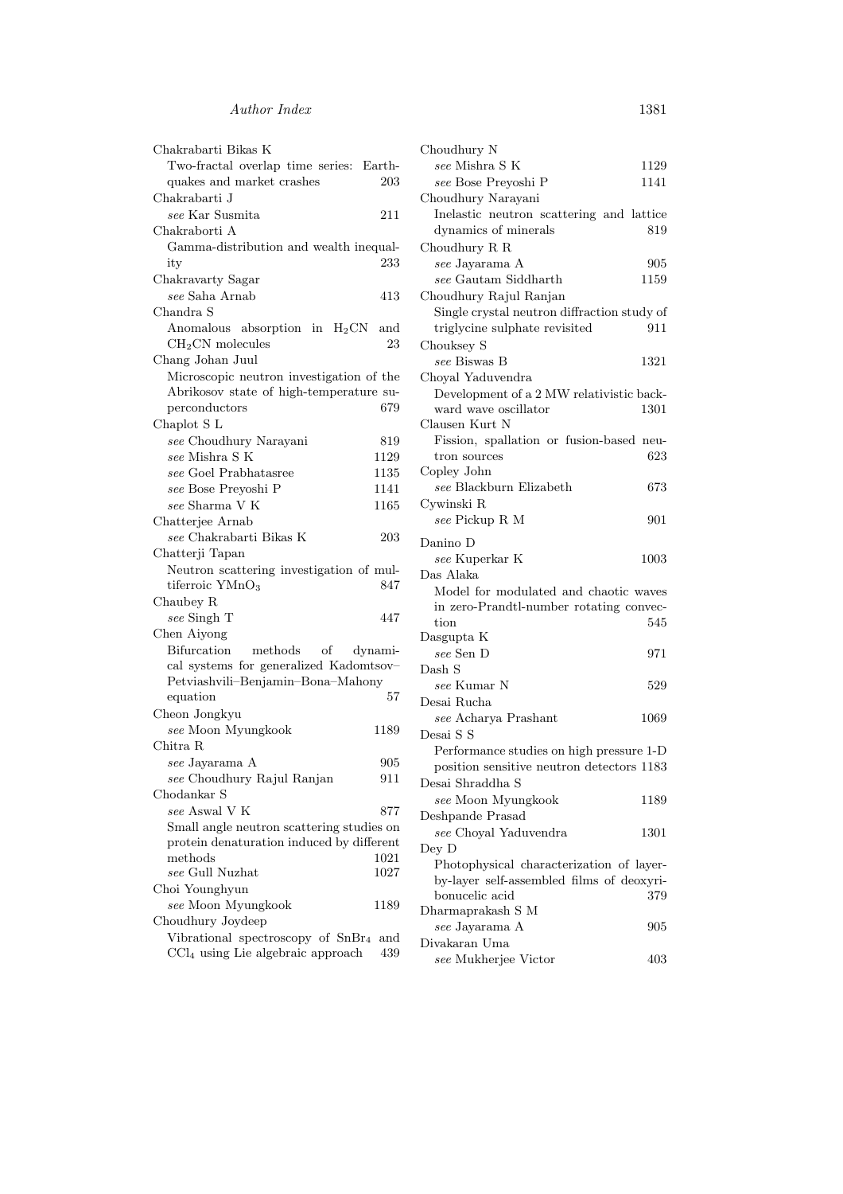Chakrabarti Bikas K
Two-fractal overlap time series: Earthquakes and market crashes 203

Chakrabarti J
*see* Kar Susmita 211

Chakraborti A
Gamma-distribution and wealth inequality 233

Chakravarty Sagar
*see* Saha Arnab 413

Chandra S
Anomalous absorption in $H_2CN$ and $CH_2CN$ molecules 23

Chang Johan Juul
Microscopic neutron investigation of the Abrikosov state of high-temperature superconductors 679

Chaplot S L
*see* Choudhury Narayani 819
*see* Mishra S K 1129
*see* Goel Prabhatasree 1135
*see* Bose Preyoshi P 1141
*see* Sharma V K 1165

Chatterjee Arnab
*see* Chakrabarti Bikas K 203

Chatterji Tapan
Neutron scattering investigation of multiferroic $YMnO_3$ 847

Chaubey R
*see* Singh T 447

Chen Aiyong
Bifurcation methods of dynamical systems for generalized Kadomtsov–Petviashvili–Benjamin–Bona–Mahony equation 57

Cheon Jongkyu
*see* Moon Myungkook 1189

Chitra R
*see* Jayarama A 905
*see* Choudhury Rajul Ranjan 911

Chodankar S
*see* Aswal V K 877
Small angle neutron scattering studies on protein denaturation induced by different methods 1021
*see* Gull Nuzhat 1027

Choi Younghyun
*see* Moon Myungkook 1189

Choudhury Joydeep
Vibrational spectroscopy of $SnBr_4$ and $CCl_4$ using Lie algebraic approach 439

Choudhury N
*see* Mishra S K 1129
*see* Bose Preyoshi P 1141

Choudhury Narayani
Inelastic neutron scattering and lattice dynamics of minerals 819

Choudhury R R
*see* Jayarama A 905
*see* Gautam Siddharth 1159

Choudhury Rajul Ranjan
Single crystal neutron diffraction study of triglycine sulphate revisited 911

Chouksey S
*see* Biswas B 1321

Choyal Yaduvendra
Development of a 2 MW relativistic backward wave oscillator 1301

Clausen Kurt N
Fission, spallation or fusion-based neutron sources 623

Copley John
*see* Blackburn Elizabeth 673

Cywinski R
*see* Pickup R M 901

Danino D
*see* Kuperkar K 1003

Das Alaka
Model for modulated and chaotic waves in zero-Prandtl-number rotating convection 545

Dasgupta K
*see* Sen D 971

Dash S
*see* Kumar N 529

Desai Rucha
*see* Acharya Prashant 1069

Desai S S
Performance studies on high pressure 1-D position sensitive neutron detectors 1183

Desai Shraddha S
*see* Moon Myungkook 1189

Deshpande Prasad
*see* Choyal Yaduvendra 1301

Dey D
Photophysical characterization of layer-by-layer self-assembled films of deoxyribonucelic acid 379

Dharmaprakash S M
*see* Jayarama A 905

Divakaran Uma
*see* Mukherjee Victor 403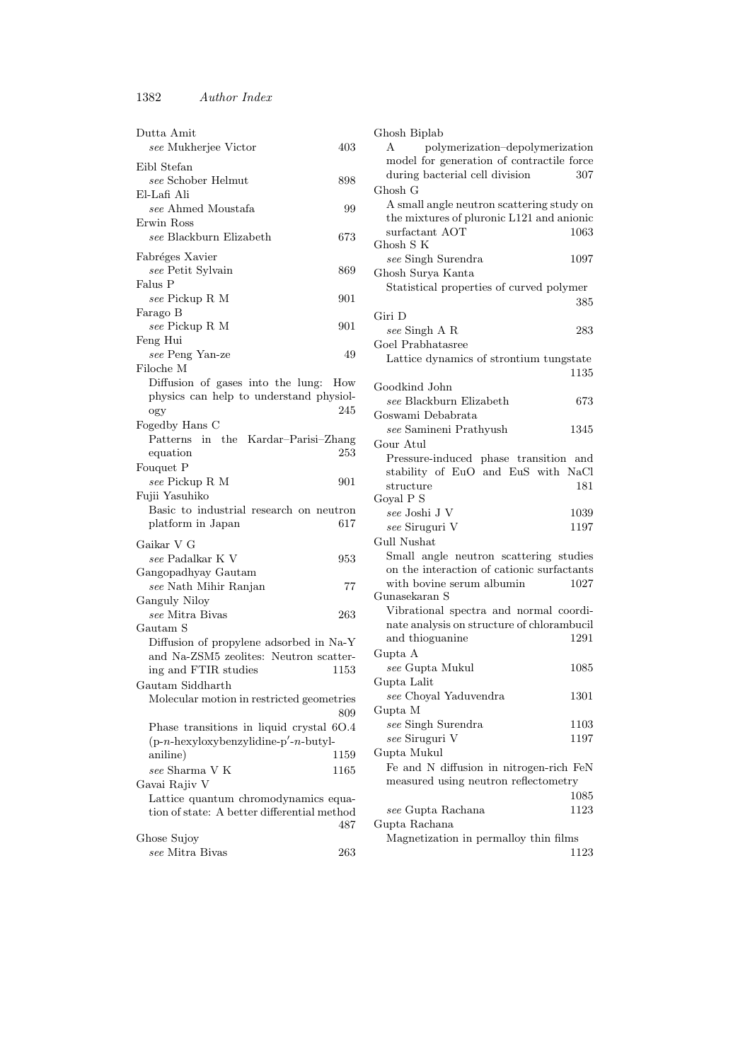Dutta Amit
*see* Mukherjee Victor 403

Eibl Stefan
*see* Schober Helmut 898

El-Lafi Ali
*see* Ahmed Moustafa 99

Erwin Ross
*see* Blackburn Elizabeth 673

Fabréges Xavier
*see* Petit Sylvain 869

Falus P
*see* Pickup R M 901

Farago B
*see* Pickup R M 901

Feng Hui
*see* Peng Yan-ze 49

Filoche M
Diffusion of gases into the lung: How physics can help to understand physiology 245

Fogedby Hans C
Patterns in the Kardar–Parisi–Zhang equation 253

Fouquet P
*see* Pickup R M 901

Fujii Yasuhiko
Basic to industrial research on neutron platform in Japan 617

Gaikar V G
*see* Padalkar K V 953

Gangopadhyay Gautam
*see* Nath Mihir Ranjan 77

Ganguly Niloy
*see* Mitra Bivas 263

Gautam S
Diffusion of propylene adsorbed in Na-Y and Na-ZSM5 zeolites: Neutron scattering and FTIR studies 1153

Gautam Siddharth
Molecular motion in restricted geometries 809
Phase transitions in liquid crystal 6O.4 (p-$n$-hexyloxybenzylidine-p$'$-$n$-butylaniline) 1159
*see* Sharma V K 1165

Gavai Rajiv V
Lattice quantum chromodynamics equation of state: A better differential method 487

Ghose Sujoy
*see* Mitra Bivas 263

Ghosh Biplab
A polymerization–depolymerization model for generation of contractile force during bacterial cell division 307

Ghosh G
A small angle neutron scattering study on the mixtures of pluronic L121 and anionic surfactant AOT 1063

Ghosh S K
*see* Singh Surendra 1097

Ghosh Surya Kanta
Statistical properties of curved polymer 385

Giri D
*see* Singh A R 283

Goel Prabhatasree
Lattice dynamics of strontium tungstate 1135

Goodkind John
*see* Blackburn Elizabeth 673

Goswami Debabrata
*see* Samineni Prathyush 1345

Gour Atul
Pressure-induced phase transition and stability of EuO and EuS with NaCl structure 181

Goyal P S
*see* Joshi J V 1039
*see* Siruguri V 1197

Gull Nushat
Small angle neutron scattering studies on the interaction of cationic surfactants with bovine serum albumin 1027

Gunasekaran S
Vibrational spectra and normal coordinate analysis on structure of chlorambucil and thioguanine 1291

Gupta A
*see* Gupta Mukul 1085

Gupta Lalit
*see* Choyal Yaduvendra 1301

Gupta M
*see* Singh Surendra 1103
*see* Siruguri V 1197

Gupta Mukul
Fe and N diffusion in nitrogen-rich FeN measured using neutron reflectometry 1085
*see* Gupta Rachana 1123

Gupta Rachana
Magnetization in permalloy thin films 1123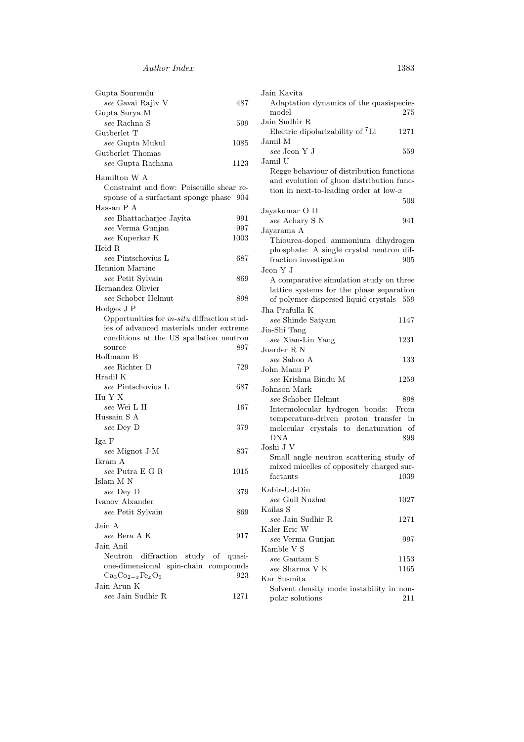Gupta Sourendu
*see* Gavai Rajiv V 487

Gupta Surya M
*see* Rachna S 599

Gutberlet T
*see* Gupta Mukul 1085

Gutberlet Thomas
*see* Gupta Rachana 1123

Hamilton W A
Constraint and flow: Poiseuille shear response of a surfactant sponge phase 904

Hassan P A
*see* Bhattacharjee Jayita 991
*see* Verma Gunjan 997
*see* Kuperkar K 1003

Heid R
*see* Pintschovius L 687

Hennion Martine
*see* Petit Sylvain 869

Hernandez Olivier
*see* Schober Helmut 898

Hodges J P
Opportunities for *in-situ* diffraction studies of advanced materials under extreme conditions at the US spallation neutron source 897

Hoffmann B
*see* Richter D 729

Hradil K
*see* Pintschovius L 687

Hu Y X
*see* Wei L H 167

Hussain S A
*see* Dey D 379

Iga F
*see* Mignot J-M 837

Ikram A
*see* Putra E G R 1015

Islam M N
*see* Dey D 379

Ivanov Alxander
*see* Petit Sylvain 869

Jain A
*see* Bera A K 917

Jain Anil
Neutron diffraction study of quasi-one-dimensional spin-chain compounds $Ca_3Co_{2-x}Fe_xO_6$ 923

Jain Arun K
*see* Jain Sudhir R 1271

Jain Kavita
Adaptation dynamics of the quasispecies model 275

Jain Sudhir R
Electric dipolarizability of $^7$Li 1271

Jamil M
*see* Jeon Y J 559

Jamil U
Regge behaviour of distribution functions and evolution of gluon distribution function in next-to-leading order at low-$x$ 509

Jayakumar O D
*see* Achary S N 941

Jayarama A
Thiourea-doped ammonium dihydrogen phosphate: A single crystal neutron diffraction investigation 905

Jeon Y J
A comparative simulation study on three lattice systems for the phase separation of polymer-dispersed liquid crystals 559

Jha Prafulla K
*see* Shinde Satyam 1147

Jia-Shi Tang
*see* Xian-Lin Yang 1231

Joarder R N
*see* Sahoo A 133

John Manu P
*see* Krishna Bindu M 1259

Johnson Mark
*see* Schober Helmut 898
Intermolecular hydrogen bonds: From temperature-driven proton transfer in molecular crystals to denaturation of DNA 899

Joshi J V
Small angle neutron scattering study of mixed micelles of oppositely charged surfactants 1039

Kabir-Ud-Din
*see* Gull Nuzhat 1027

Kailas S
*see* Jain Sudhir R 1271

Kaler Eric W
*see* Verma Gunjan 997

Kamble V S
*see* Gautam S 1153
*see* Sharma V K 1165

Kar Susmita
Solvent density mode instability in non-polar solutions 211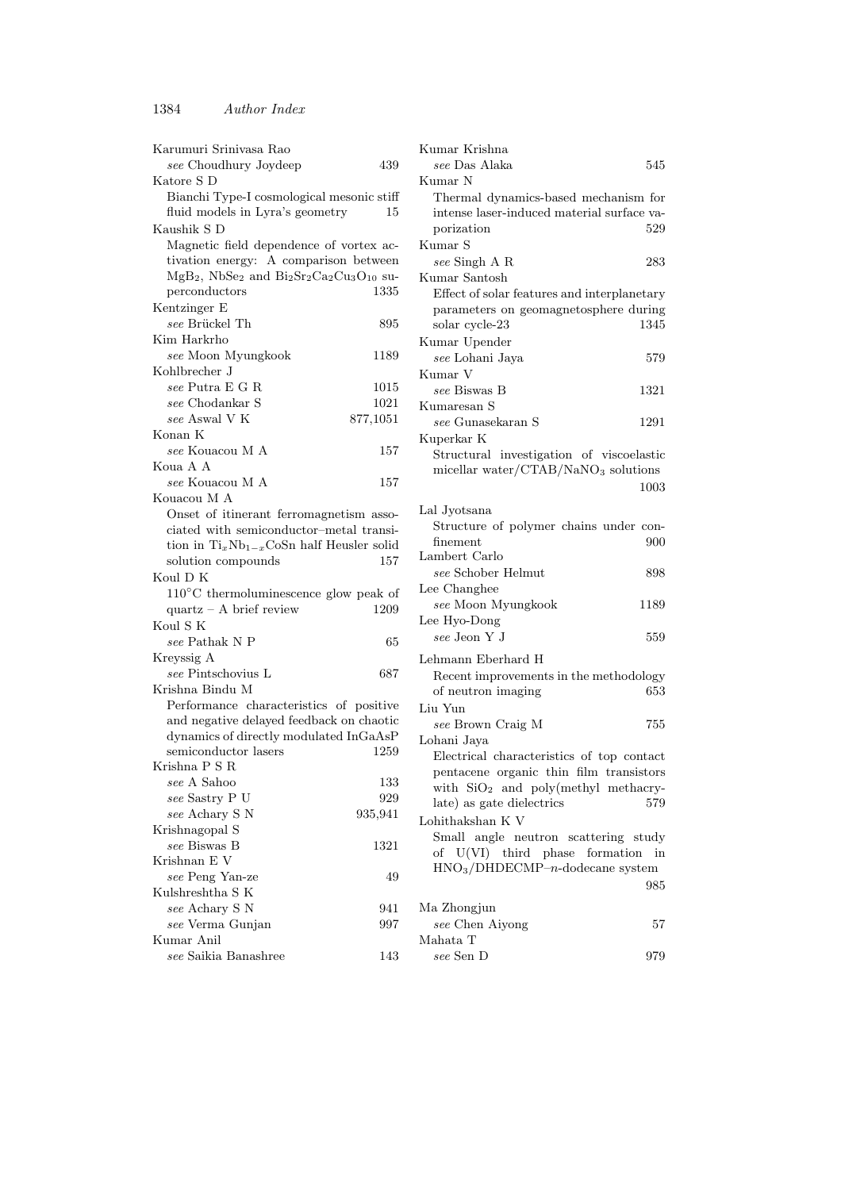Karumuri Srinivasa Rao
*see* Choudhury Joydeep 439

Katore S D
Bianchi Type-I cosmological mesonic stiff fluid models in Lyra's geometry 15

Kaushik S D
Magnetic field dependence of vortex activation energy: A comparison between $MgB_2$, $NbSe_2$ and $Bi_2Sr_2Ca_2Cu_3O_{10}$ superconductors 1335

Kentzinger E
*see* Brückel Th 895

Kim Harkrho
*see* Moon Myungkook 1189

Kohlbrecher J
*see* Putra E G R 1015
*see* Chodankar S 1021
*see* Aswal V K 877,1051

Konan K
*see* Kouacou M A 157

Koua A A
*see* Kouacou M A 157

Kouacou M A
Onset of itinerant ferromagnetism associated with semiconductor–metal transition in $Ti_xNb_{1-x}CoSn$ half Heusler solid solution compounds 157

Koul D K
110°C thermoluminescence glow peak of quartz – A brief review 1209

Koul S K
*see* Pathak N P 65

Kreyssig A
*see* Pintschovius L 687

Krishna Bindu M
Performance characteristics of positive and negative delayed feedback on chaotic dynamics of directly modulated InGaAsP semiconductor lasers 1259

Krishna P S R
*see* A Sahoo 133
*see* Sastry P U 929
*see* Achary S N 935,941

Krishnagopal S
*see* Biswas B 1321

Krishnan E V
*see* Peng Yan-ze 49

Kulshreshtha S K
*see* Achary S N 941
*see* Verma Gunjan 997

Kumar Anil
*see* Saikia Banashree 143

Kumar Krishna
*see* Das Alaka 545

Kumar N
Thermal dynamics-based mechanism for intense laser-induced material surface vaporization 529

Kumar S
*see* Singh A R 283

Kumar Santosh
Effect of solar features and interplanetary parameters on geomagnetosphere during solar cycle-23 1345

Kumar Upender
*see* Lohani Jaya 579

Kumar V
*see* Biswas B 1321

Kumaresan S
*see* Gunasekaran S 1291

Kuperkar K
Structural investigation of viscoelastic micellar water/CTAB/$NaNO_3$ solutions 1003

Lal Jyotsana
Structure of polymer chains under confinement 900

Lambert Carlo
*see* Schober Helmut 898

Lee Changhee
*see* Moon Myungkook 1189

Lee Hyo-Dong
*see* Jeon Y J 559

Lehmann Eberhard H
Recent improvements in the methodology of neutron imaging 653

Liu Yun
*see* Brown Craig M 755

Lohani Jaya
Electrical characteristics of top contact pentacene organic thin film transistors with $SiO_2$ and poly(methyl methacrylate) as gate dielectrics 579

Lohithakshan K V
Small angle neutron scattering study of U(VI) third phase formation in $HNO_3$/DHDECMP–$n$-dodecane system 985

Ma Zhongjun
*see* Chen Aiyong 57

Mahata T
*see* Sen D 979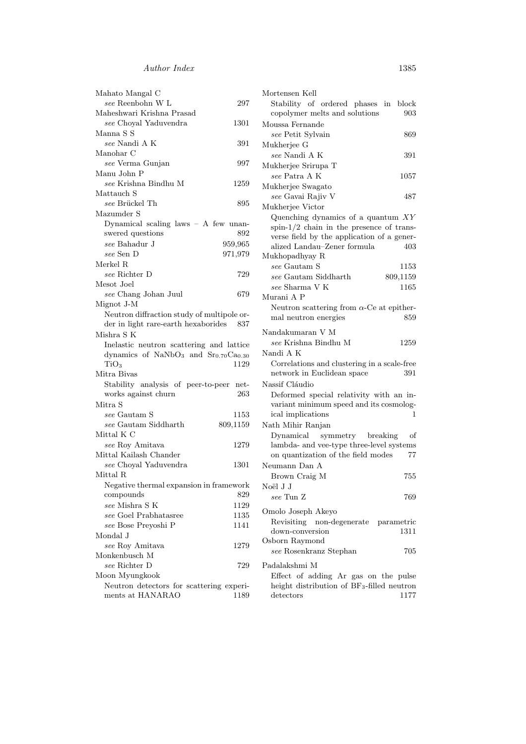Mahato Mangal C
*see* Reenbohn W L 297

Maheshwari Krishna Prasad
*see* Choyal Yaduvendra 1301

Manna S S
*see* Nandi A K 391

Manohar C
*see* Verma Gunjan 997

Manu John P
*see* Krishna Bindhu M 1259

Mattauch S
*see* Brückel Th 895

Mazumder S
Dynamical scaling laws – A few unanswered questions 892
*see* Bahadur J 959,965
*see* Sen D 971,979

Merkel R
*see* Richter D 729

Mesot Joel
*see* Chang Johan Juul 679

Mignot J-M
Neutron diffraction study of multipole order in light rare-earth hexaborides 837

Mishra S K
Inelastic neutron scattering and lattice dynamics of $NaNbO_3$ and $Sr_{0.70}Ca_{0.30}TiO_3$ 1129

Mitra Bivas
Stability analysis of peer-to-peer networks against churn 263

Mitra S
*see* Gautam S 1153
*see* Gautam Siddharth 809,1159

Mittal K C
*see* Roy Amitava 1279

Mittal Kailash Chander
*see* Choyal Yaduvendra 1301

Mittal R
Negative thermal expansion in framework compounds 829
*see* Mishra S K 1129
*see* Goel Prabhatasree 1135
*see* Bose Preyoshi P 1141

Mondal J
*see* Roy Amitava 1279

Monkenbusch M
*see* Richter D 729

Moon Myungkook
Neutron detectors for scattering experiments at HANARAO 1189

Mortensen Kell
Stability of ordered phases in block copolymer melts and solutions 903

Moussa Fernande
*see* Petit Sylvain 869

Mukherjee G
*see* Nandi A K 391

Mukherjee Srirupa T
*see* Patra A K 1057

Mukherjee Swagato
*see* Gavai Rajiv V 487

Mukherjee Victor
Quenching dynamics of a quantum $XY$ spin-1/2 chain in the presence of transverse field by the application of a generalized Landau–Zener formula 403

Mukhopadhyay R
*see* Gautam S 1153
*see* Gautam Siddharth 809,1159
*see* Sharma V K 1165

Murani A P
Neutron scattering from $\alpha$-Ce at epithermal neutron energies 859

Nandakumaran V M
*see* Krishna Bindhu M 1259

Nandi A K
Correlations and clustering in a scale-free network in Euclidean space 391

Nassif Cláudio
Deformed special relativity with an invariant minimum speed and its cosmological implications 1

Nath Mihir Ranjan
Dynamical symmetry breaking of lambda- and vee-type three-level systems on quantization of the field modes 77

Neumann Dan A
Brown Craig M 755

Noël J J
*see* Tun Z 769

Omolo Joseph Akeyo
Revisiting non-degenerate parametric down-conversion 1311

Osborn Raymond
*see* Rosenkranz Stephan 705

Padalakshmi M
Effect of adding Ar gas on the pulse height distribution of $BF_3$-filled neutron detectors 1177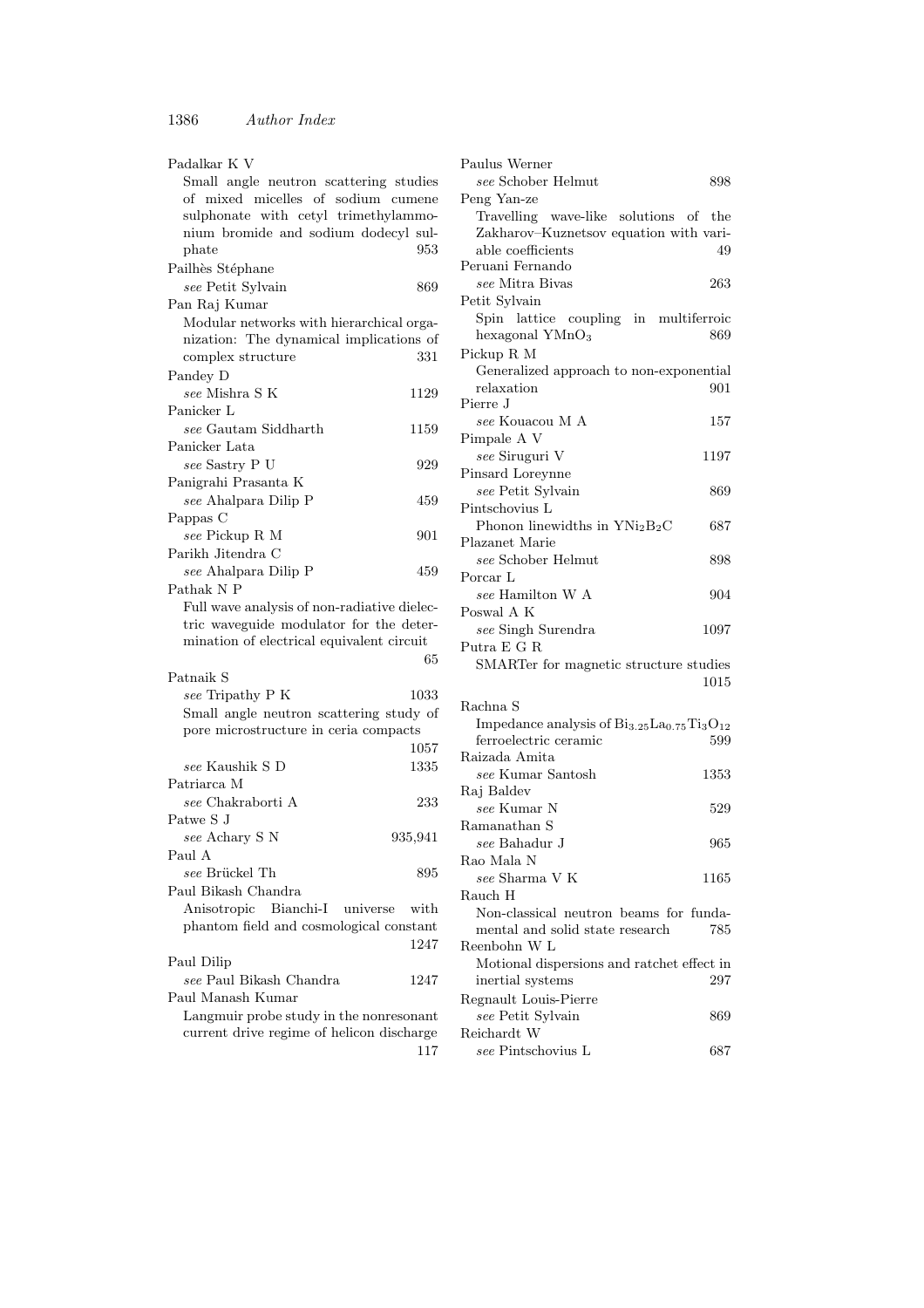Padalkar K V
  Small angle neutron scattering studies of mixed micelles of sodium cumene sulphonate with cetyl trimethylammonium bromide and sodium dodecyl sulphate 953

Pailhès Stéphane
  *see* Petit Sylvain 869

Pan Raj Kumar
  Modular networks with hierarchical organization: The dynamical implications of complex structure 331

Pandey D
  *see* Mishra S K 1129

Panicker L
  *see* Gautam Siddharth 1159

Panicker Lata
  *see* Sastry P U 929

Panigrahi Prasanta K
  *see* Ahalpara Dilip P 459

Pappas C
  *see* Pickup R M 901

Parikh Jitendra C
  *see* Ahalpara Dilip P 459

Pathak N P
  Full wave analysis of non-radiative dielectric waveguide modulator for the determination of electrical equivalent circuit 65

Patnaik S
  *see* Tripathy P K 1033
  Small angle neutron scattering study of pore microstructure in ceria compacts 1057
  *see* Kaushik S D 1335

Patriarca M
  *see* Chakraborti A 233

Patwe S J
  *see* Achary S N 935,941

Paul A
  *see* Brückel Th 895

Paul Bikash Chandra
  Anisotropic Bianchi-I universe with phantom field and cosmological constant 1247

Paul Dilip
  *see* Paul Bikash Chandra 1247

Paul Manash Kumar
  Langmuir probe study in the nonresonant current drive regime of helicon discharge 117

Paulus Werner
  *see* Schober Helmut 898

Peng Yan-ze
  Travelling wave-like solutions of the Zakharov–Kuznetsov equation with variable coefficients 49

Peruani Fernando
  *see* Mitra Bivas 263

Petit Sylvain
  Spin lattice coupling in multiferroic hexagonal $YMnO_3$ 869

Pickup R M
  Generalized approach to non-exponential relaxation 901

Pierre J
  *see* Kouacou M A 157

Pimpale A V
  *see* Siruguri V 1197

Pinsard Loreynne
  *see* Petit Sylvain 869

Pintschovius L
  Phonon linewidths in $YNi_2B_2C$ 687

Plazanet Marie
  *see* Schober Helmut 898

Porcar L
  *see* Hamilton W A 904

Poswal A K
  *see* Singh Surendra 1097

Putra E G R
  SMARTer for magnetic structure studies 1015

Rachna S
  Impedance analysis of $Bi_{3.25}La_{0.75}Ti_3O_{12}$ ferroelectric ceramic 599

Raizada Amita
  *see* Kumar Santosh 1353

Raj Baldev
  *see* Kumar N 529

Ramanathan S
  *see* Bahadur J 965

Rao Mala N
  *see* Sharma V K 1165

Rauch H
  Non-classical neutron beams for fundamental and solid state research 785

Reenbohn W L
  Motional dispersions and ratchet effect in inertial systems 297

Regnault Louis-Pierre
  *see* Petit Sylvain 869

Reichardt W
  *see* Pintschovius L 687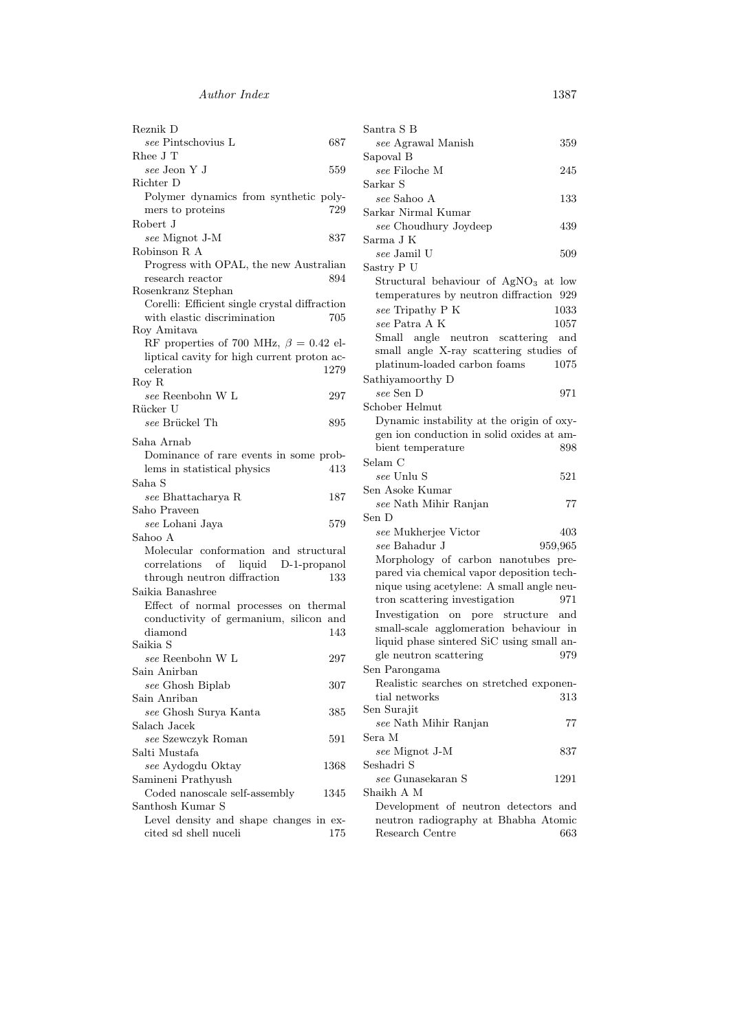Reznik D
*see* Pintschovius L 687

Rhee J T
*see* Jeon Y J 559

Richter D
Polymer dynamics from synthetic polymers to proteins 729

Robert J
*see* Mignot J-M 837

Robinson R A
Progress with OPAL, the new Australian research reactor 894

Rosenkranz Stephan
Corelli: Efficient single crystal diffraction with elastic discrimination 705

Roy Amitava
RF properties of 700 MHz, $\beta = 0.42$ elliptical cavity for high current proton acceleration 1279

Roy R
*see* Reenbohn W L 297

Rücker U
*see* Brückel Th 895

Saha Arnab
Dominance of rare events in some problems in statistical physics 413

Saha S
*see* Bhattacharya R 187

Saho Praveen
*see* Lohani Jaya 579

Sahoo A
Molecular conformation and structural correlations of liquid D-1-propanol through neutron diffraction 133

Saikia Banashree
Effect of normal processes on thermal conductivity of germanium, silicon and diamond 143

Saikia S
*see* Reenbohn W L 297

Sain Anirban
*see* Ghosh Biplab 307

Sain Anriban
*see* Ghosh Surya Kanta 385

Salach Jacek
*see* Szewczyk Roman 591

Salti Mustafa
*see* Aydogdu Oktay 1368

Samineni Prathyush
Coded nanoscale self-assembly 1345

Santhosh Kumar S
Level density and shape changes in excited sd shell nuceli 175

Santra S B
*see* Agrawal Manish 359

Sapoval B
*see* Filoche M 245

Sarkar S
*see* Sahoo A 133

Sarkar Nirmal Kumar
*see* Choudhury Joydeep 439

Sarma J K
*see* Jamil U 509

Sastry P U
Structural behaviour of $AgNO_3$ at low temperatures by neutron diffraction 929
*see* Tripathy P K 1033
*see* Patra A K 1057
Small angle neutron scattering and small angle X-ray scattering studies of platinum-loaded carbon foams 1075

Sathiyamoorthy D
*see* Sen D 971

Schober Helmut
Dynamic instability at the origin of oxygen ion conduction in solid oxides at ambient temperature 898

Selam C
*see* Unlu S 521

Sen Asoke Kumar
*see* Nath Mihir Ranjan 77

Sen D
*see* Mukherjee Victor 403
*see* Bahadur J 959,965
Morphology of carbon nanotubes prepared via chemical vapor deposition technique using acetylene: A small angle neutron scattering investigation 971
Investigation on pore structure and small-scale agglomeration behaviour in liquid phase sintered SiC using small angle neutron scattering 979

Sen Parongama
Realistic searches on stretched exponential networks 313

Sen Surajit
*see* Nath Mihir Ranjan 77

Sera M
*see* Mignot J-M 837

Seshadri S
*see* Gunasekaran S 1291

Shaikh A M
Development of neutron detectors and neutron radiography at Bhabha Atomic Research Centre 663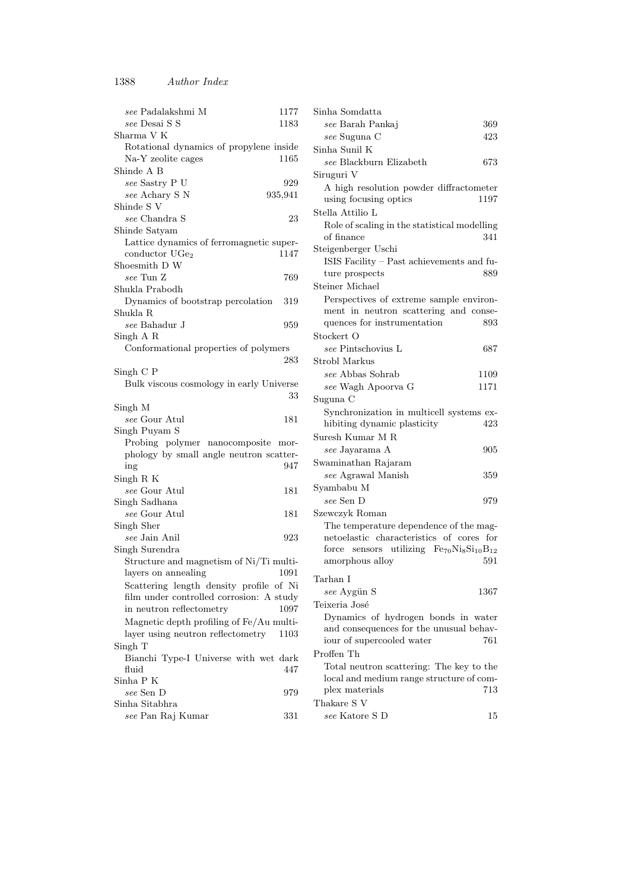*see* Padalakshmi M 1177
*see* Desai S S 1183

Sharma V K
Rotational dynamics of propylene inside Na-Y zeolite cages 1165

Shinde A B
*see* Sastry P U 929
*see* Achary S N 935,941

Shinde S V
*see* Chandra S 23

Shinde Satyam
Lattice dynamics of ferromagnetic superconductor $UGe_2$ 1147

Shoesmith D W
*see* Tun Z 769

Shukla Prabodh
Dynamics of bootstrap percolation 319

Shukla R
*see* Bahadur J 959

Singh A R
Conformational properties of polymers 283

Singh C P
Bulk viscous cosmology in early Universe 33

Singh M
*see* Gour Atul 181

Singh Puyam S
Probing polymer nanocomposite morphology by small angle neutron scattering 947

Singh R K
*see* Gour Atul 181

Singh Sadhana
*see* Gour Atul 181

Singh Sher
*see* Jain Anil 923

Singh Surendra
Structure and magnetism of Ni/Ti multilayers on annealing 1091
Scattering length density profile of Ni film under controlled corrosion: A study in neutron reflectometry 1097
Magnetic depth profiling of Fe/Au multilayer using neutron reflectometry 1103

Singh T
Bianchi Type-I Universe with wet dark fluid 447

Sinha P K
*see* Sen D 979

Sinha Sitabhra
*see* Pan Raj Kumar 331

Sinha Somdatta
*see* Barah Pankaj 369
*see* Suguna C 423

Sinha Sunil K
*see* Blackburn Elizabeth 673

Siruguri V
A high resolution powder diffractometer using focusing optics 1197

Stella Attilio L
Role of scaling in the statistical modelling of finance 341

Steigenberger Uschi
ISIS Facility – Past achievements and future prospects 889

Steiner Michael
Perspectives of extreme sample environment in neutron scattering and consequences for instrumentation 893

Stockert O
*see* Pintschovius L 687

Strobl Markus
*see* Abbas Sohrab 1109
*see* Wagh Apoorva G 1171

Suguna C
Synchronization in multicell systems exhibiting dynamic plasticity 423

Suresh Kumar M R
*see* Jayarama A 905

Swaminathan Rajaram
*see* Agrawal Manish 359

Syambabu M
*see* Sen D 979

Szewczyk Roman
The temperature dependence of the magnetoelastic characteristics of cores for force sensors utilizing $Fe_{70}Ni_8Si_{10}B_{12}$ amorphous alloy 591

Tarhan I
*see* Aygün S 1367

Teixeria José
Dynamics of hydrogen bonds in water and consequences for the unusual behaviour of supercooled water 761

Proffen Th
Total neutron scattering: The key to the local and medium range structure of complex materials 713

Thakare S V
*see* Katore S D 15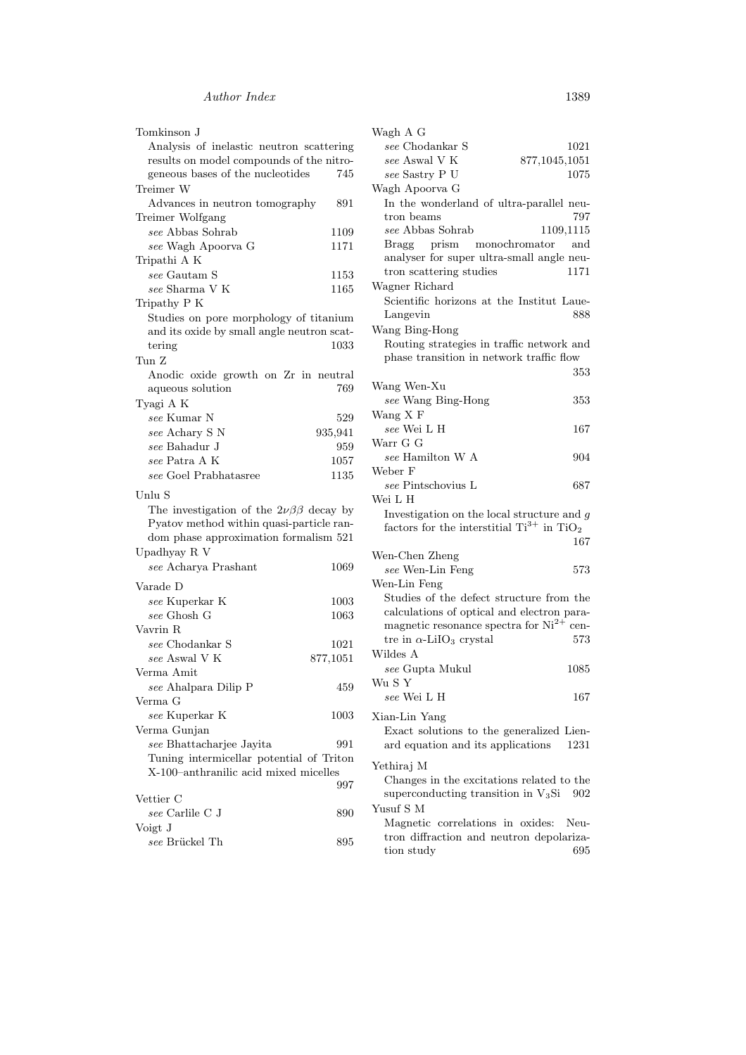Tomkinson J
Analysis of inelastic neutron scattering results on model compounds of the nitrogeneous bases of the nucleotides 745

Treimer W
Advances in neutron tomography 891

Treimer Wolfgang
*see* Abbas Sohrab 1109
*see* Wagh Apoorva G 1171

Tripathi A K
*see* Gautam S 1153
*see* Sharma V K 1165

Tripathy P K
Studies on pore morphology of titanium and its oxide by small angle neutron scattering 1033

Tun Z
Anodic oxide growth on Zr in neutral aqueous solution 769

Tyagi A K
*see* Kumar N 529
*see* Achary S N 935,941
*see* Bahadur J 959
*see* Patra A K 1057
*see* Goel Prabhatasree 1135

Unlu S
The investigation of the $2\nu\beta\beta$ decay by Pyatov method within quasi-particle random phase approximation formalism 521

Upadhyay R V
*see* Acharya Prashant 1069

Varade D
*see* Kuperkar K 1003
*see* Ghosh G 1063

Vavrin R
*see* Chodankar S 1021
*see* Aswal V K 877,1051

Verma Amit
*see* Ahalpara Dilip P 459

Verma G
*see* Kuperkar K 1003

Verma Gunjan
*see* Bhattacharjee Jayita 991
Tuning intermicellar potential of Triton X-100–anthranilic acid mixed micelles 997

Vettier C
*see* Carlile C J 890

Voigt J
*see* Brückel Th 895

Wagh A G
*see* Chodankar S 1021
*see* Aswal V K 877,1045,1051
*see* Sastry P U 1075

Wagh Apoorva G
In the wonderland of ultra-parallel neutron beams 797
*see* Abbas Sohrab 1109,1115
Bragg prism monochromator and analyser for super ultra-small angle neutron scattering studies 1171

Wagner Richard
Scientific horizons at the Institut Laue-Langevin 888

Wang Bing-Hong
Routing strategies in traffic network and phase transition in network traffic flow 353

Wang Wen-Xu
*see* Wang Bing-Hong 353

Wang X F
*see* Wei L H 167

Warr G G
*see* Hamilton W A 904

Weber F
*see* Pintschovius L 687

Wei L H
Investigation on the local structure and $g$ factors for the interstitial $Ti^{3+}$ in $TiO_2$ 167

Wen-Chen Zheng
*see* Wen-Lin Feng 573

Wen-Lin Feng
Studies of the defect structure from the calculations of optical and electron paramagnetic resonance spectra for $Ni^{2+}$ centre in $\alpha$-$LiIO_3$ crystal 573

Wildes A
*see* Gupta Mukul 1085

Wu S Y
*see* Wei L H 167

Xian-Lin Yang
Exact solutions to the generalized Lienard equation and its applications 1231

Yethiraj M
Changes in the excitations related to the superconducting transition in $V_3Si$ 902

Yusuf S M
Magnetic correlations in oxides: Neutron diffraction and neutron depolarization study 695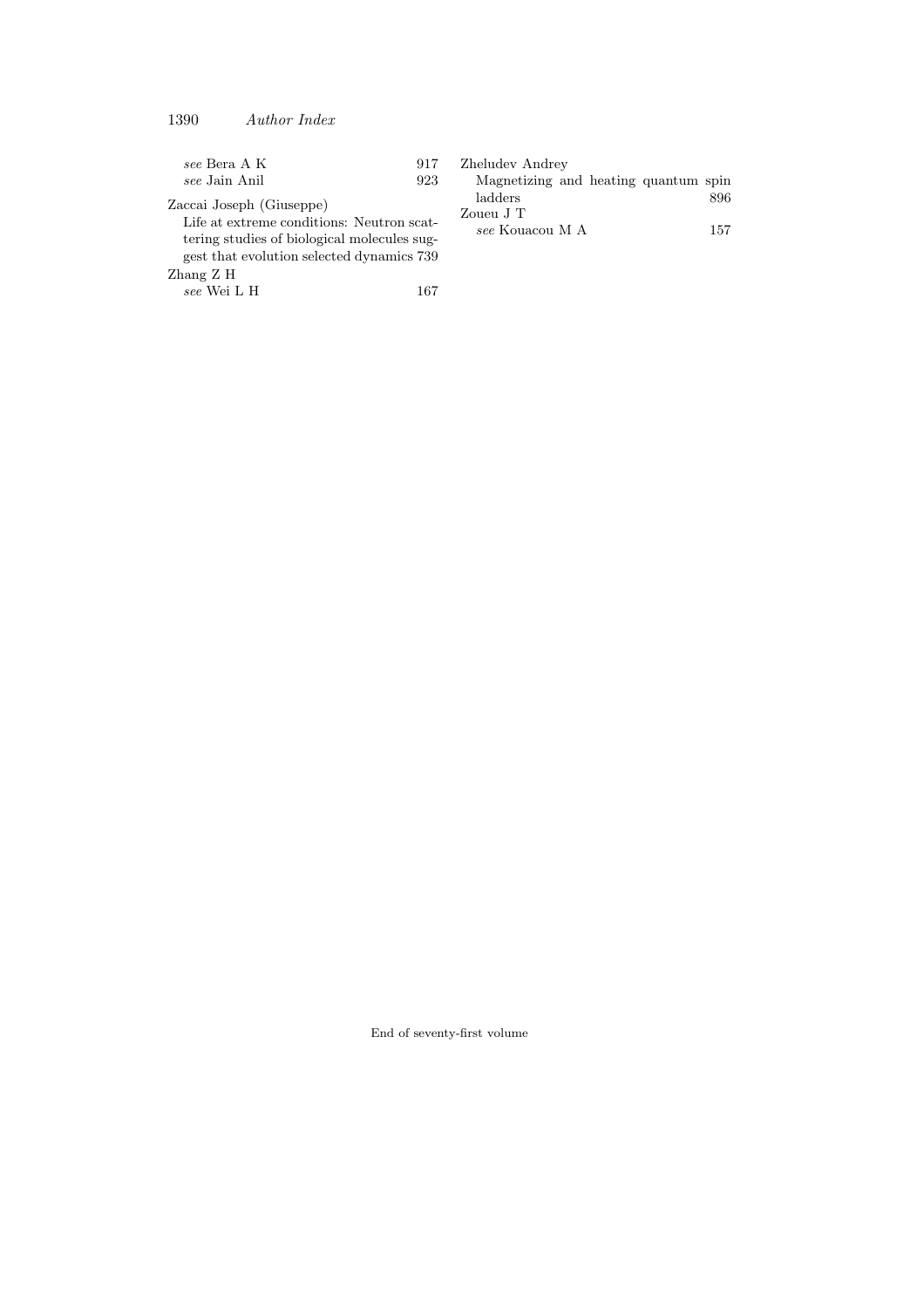*see* Bera A K 917
*see* Jain Anil 923

Zaccai Joseph (Giuseppe)
Life at extreme conditions: Neutron scattering studies of biological molecules suggest that evolution selected dynamics 739

Zhang Z H
*see* Wei L H 167

Zheludev Andrey
Magnetizing and heating quantum spin ladders 896

Zoueu J T
*see* Kouacou M A 157

End of seventy-first volume